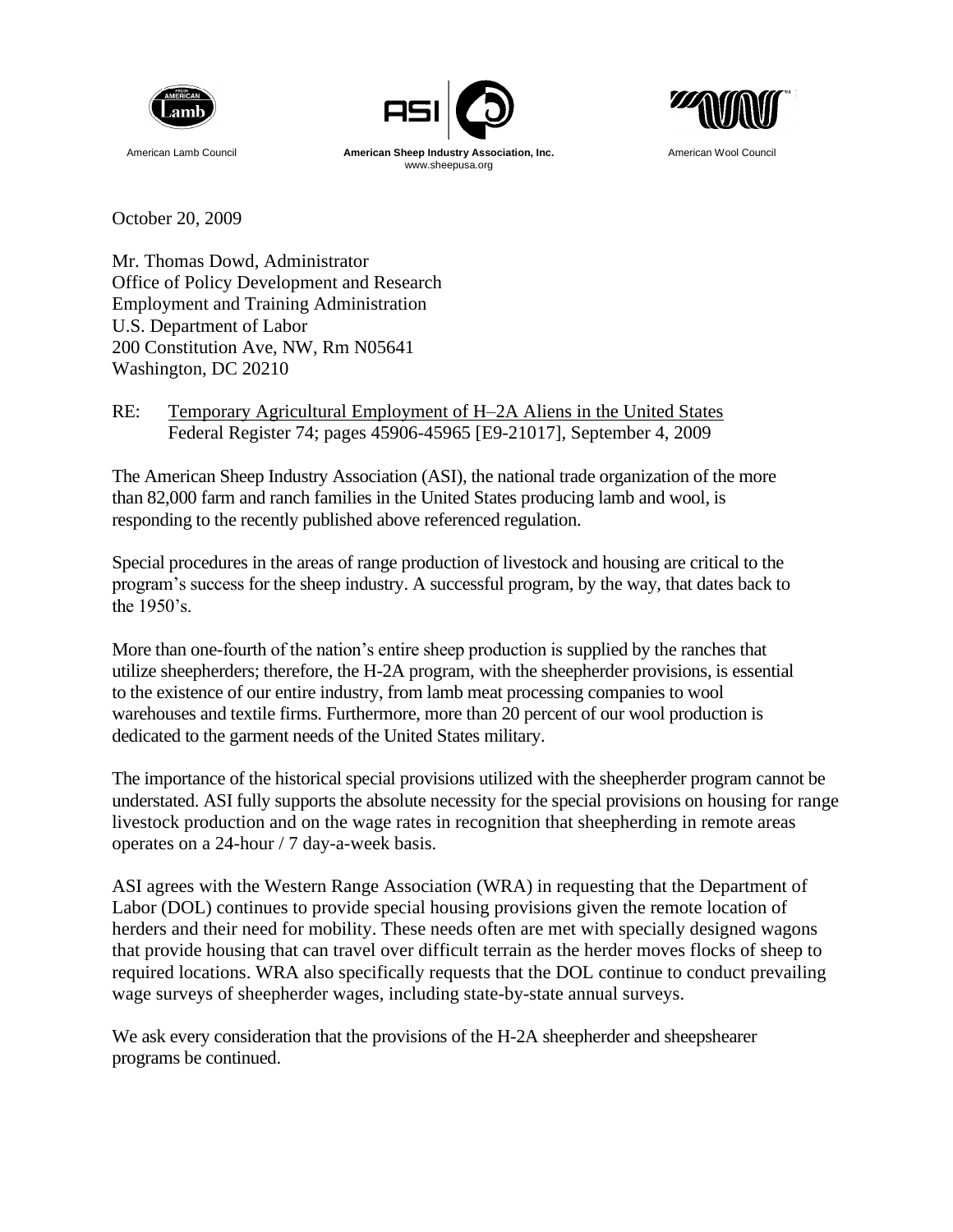American Lamb Council

**American Sheep Industry Association, Inc.**
www.sheepusa.org

American Wool Council

October 20, 2009

Mr. Thomas Dowd, Administrator
Office of Policy Development and Research
Employment and Training Administration
U.S. Department of Labor
200 Constitution Ave, NW, Rm N05641
Washington, DC 20210

RE: Temporary Agricultural Employment of H–2A Aliens in the United States
Federal Register 74; pages 45906-45965 [E9-21017], September 4, 2009

The American Sheep Industry Association (ASI), the national trade organization of the more than 82,000 farm and ranch families in the United States producing lamb and wool, is responding to the recently published above referenced regulation.

Special procedures in the areas of range production of livestock and housing are critical to the program's success for the sheep industry. A successful program, by the way, that dates back to the 1950's.

More than one-fourth of the nation's entire sheep production is supplied by the ranches that utilize sheepherders; therefore, the H-2A program, with the sheepherder provisions, is essential to the existence of our entire industry, from lamb meat processing companies to wool warehouses and textile firms. Furthermore, more than 20 percent of our wool production is dedicated to the garment needs of the United States military.

The importance of the historical special provisions utilized with the sheepherder program cannot be understated. ASI fully supports the absolute necessity for the special provisions on housing for range livestock production and on the wage rates in recognition that sheepherding in remote areas operates on a 24-hour / 7 day-a-week basis.

ASI agrees with the Western Range Association (WRA) in requesting that the Department of Labor (DOL) continues to provide special housing provisions given the remote location of herders and their need for mobility. These needs often are met with specially designed wagons that provide housing that can travel over difficult terrain as the herder moves flocks of sheep to required locations. WRA also specifically requests that the DOL continue to conduct prevailing wage surveys of sheepherder wages, including state-by-state annual surveys.

We ask every consideration that the provisions of the H-2A sheepherder and sheepshearer programs be continued.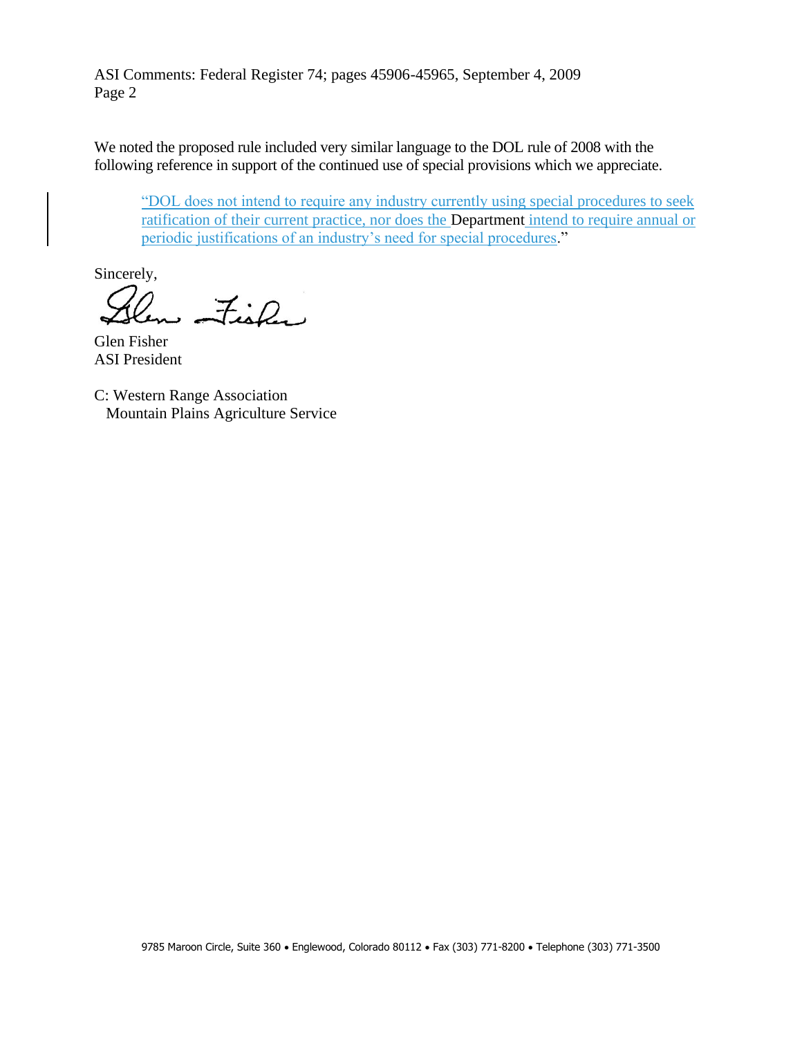We noted the proposed rule included very similar language to the DOL rule of 2008 with the following reference in support of the continued use of special provisions which we appreciate.

> "DOL does not intend to require any industry currently using special procedures to seek ratification of their current practice, nor does the Department intend to require annual or periodic justifications of an industry's need for special procedures."

Sincerely,

Glen Fisher
ASI President

C: Western Range Association
Mountain Plains Agriculture Service

9785 Maroon Circle, Suite 360 • Englewood, Colorado 80112 • Fax (303) 771-8200 • Telephone (303) 771-3500